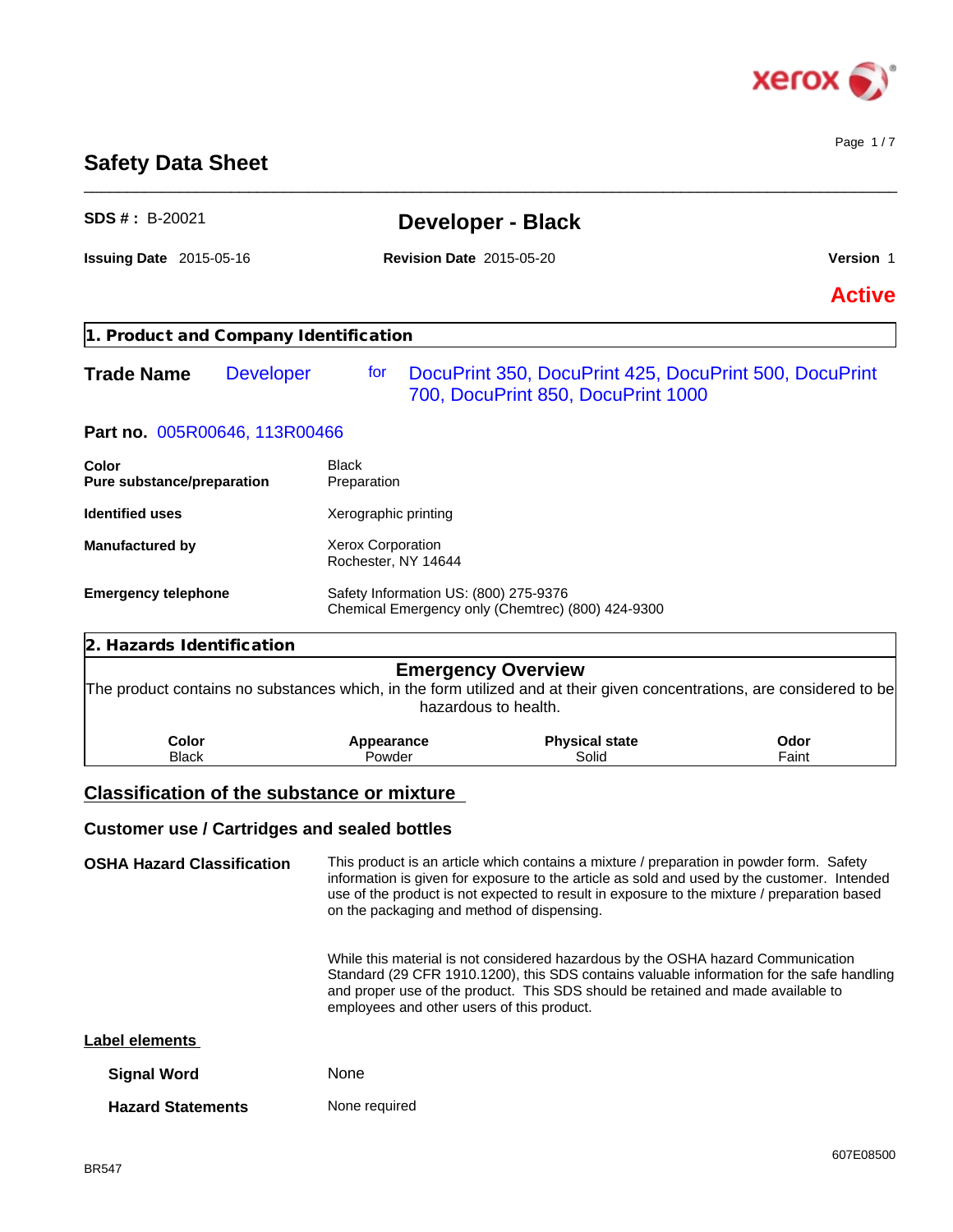# Safety Data Sheet

**SDS # :** B-20021

## Developer - Black

**Issuing Date** 2015-05-16 **Revision Date** 2015-05-20 **Version** 1

**Active**

## 1. Product and Company Identification

**Trade Name** Developer for DocuPrint 350, DocuPrint 425, DocuPrint 500, DocuPrint 700, DocuPrint 850, DocuPrint 1000

**Part no.** 005R00646, 113R00466

| | |
|---|---|
| **Color** | Black |
| **Pure substance/preparation** | Preparation |
| **Identified uses** | Xerographic printing |
| **Manufactured by** | Xerox Corporation<br>Rochester, NY 14644 |
| **Emergency telephone** | Safety Information US: (800) 275-9376<br>Chemical Emergency only (Chemtrec) (800) 424-9300 |

## 2. Hazards Identification

### Emergency Overview

The product contains no substances which, in the form utilized and at their given concentrations, are considered to be hazardous to health.

| Color | Appearance | Physical state | Odor |
|---|---|---|---|
| Black | Powder | Solid | Faint |

### Classification of the substance or mixture

### Customer use / Cartridges and sealed bottles

**OSHA Hazard Classification**

This product is an article which contains a mixture / preparation in powder form. Safety information is given for exposure to the article as sold and used by the customer. Intended use of the product is not expected to result in exposure to the mixture / preparation based on the packaging and method of dispensing.

While this material is not considered hazardous by the OSHA hazard Communication Standard (29 CFR 1910.1200), this SDS contains valuable information for the safe handling and proper use of the product. This SDS should be retained and made available to employees and other users of this product.

### Label elements

**Signal Word** None

**Hazard Statements** None required

BR547

607E08500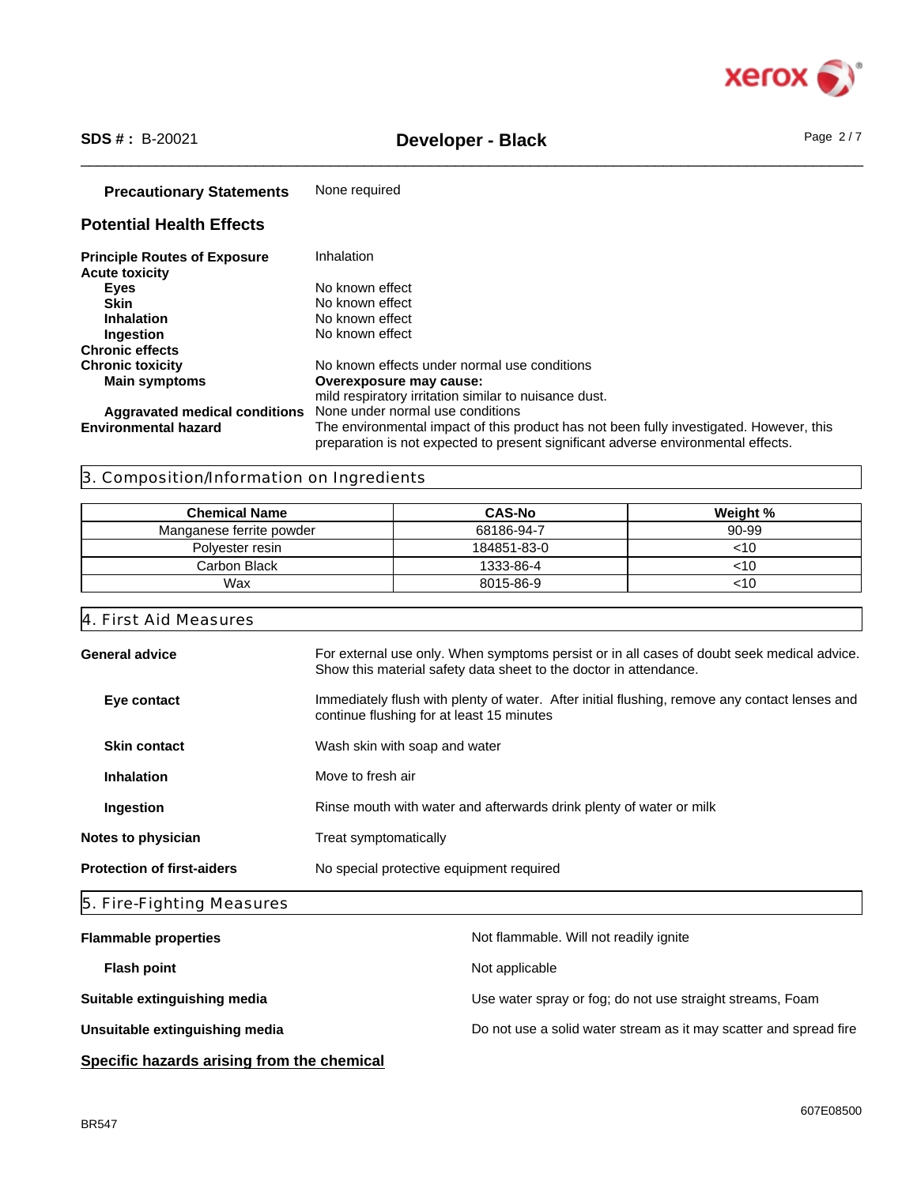**Precautionary Statements** None required

## Potential Health Effects

**Principle Routes of Exposure** Inhalation

**Acute toxicity**

- **Eyes** No known effect
- **Skin** No known effect
- **Inhalation** No known effect
- **Ingestion** No known effect

**Chronic effects**

**Chronic toxicity** No known effects under normal use conditions

- **Main symptoms** **Overexposure may cause:** mild respiratory irritation similar to nuisance dust.
- **Aggravated medical conditions** None under normal use conditions

**Environmental hazard** The environmental impact of this product has not been fully investigated. However, this preparation is not expected to present significant adverse environmental effects.

## 3. Composition/Information on Ingredients

| Chemical Name | CAS-No | Weight % |
|---|---|---|
| Manganese ferrite powder | 68186-94-7 | 90-99 |
| Polyester resin | 184851-83-0 | <10 |
| Carbon Black | 1333-86-4 | <10 |
| Wax | 8015-86-9 | <10 |

## 4. First Aid Measures

**General advice** For external use only. When symptoms persist or in all cases of doubt seek medical advice. Show this material safety data sheet to the doctor in attendance.

**Eye contact** Immediately flush with plenty of water. After initial flushing, remove any contact lenses and continue flushing for at least 15 minutes

**Skin contact** Wash skin with soap and water

**Inhalation** Move to fresh air

**Ingestion** Rinse mouth with water and afterwards drink plenty of water or milk

**Notes to physician** Treat symptomatically

**Protection of first-aiders** No special protective equipment required

## 5. Fire-Fighting Measures

**Flammable properties** Not flammable. Will not readily ignite

**Flash point** Not applicable

**Suitable extinguishing media** Use water spray or fog; do not use straight streams, Foam

**Unsuitable extinguishing media** Do not use a solid water stream as it may scatter and spread fire

**Specific hazards arising from the chemical**

BR547

607E08500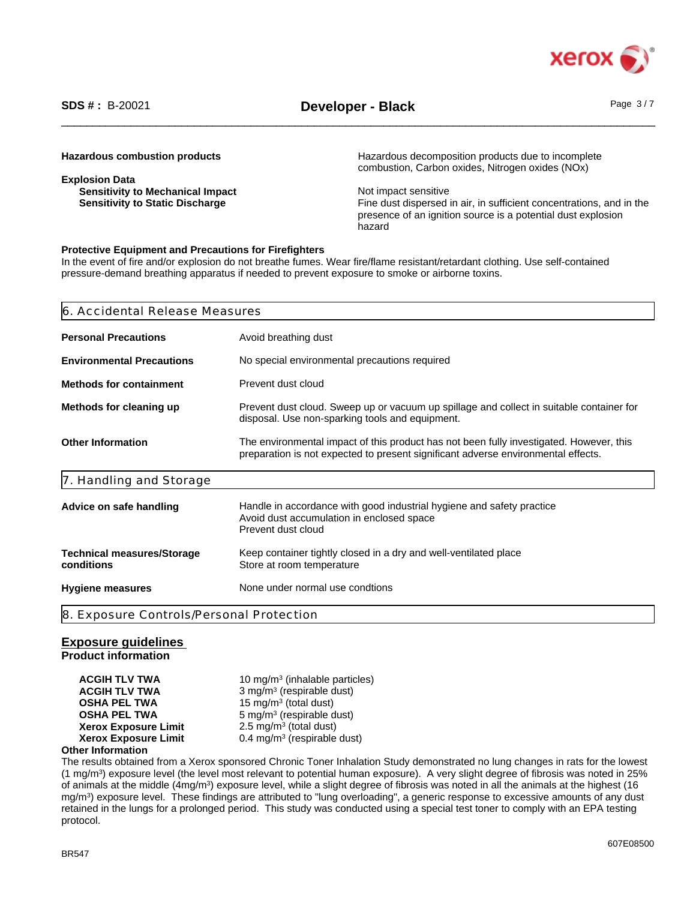| | |
|---|---|
| **Hazardous combustion products** | Hazardous decomposition products due to incomplete combustion, Carbon oxides, Nitrogen oxides (NOx) |
| **Explosion Data** | |
| **Sensitivity to Mechanical Impact** | Not impact sensitive |
| **Sensitivity to Static Discharge** | Fine dust dispersed in air, in sufficient concentrations, and in the presence of an ignition source is a potential dust explosion hazard |

**Protective Equipment and Precautions for Firefighters**
In the event of fire and/or explosion do not breathe fumes. Wear fire/flame resistant/retardant clothing. Use self-contained pressure-demand breathing apparatus if needed to prevent exposure to smoke or airborne toxins.

## 6. Accidental Release Measures

| | |
|---|---|
| **Personal Precautions** | Avoid breathing dust |
| **Environmental Precautions** | No special environmental precautions required |
| **Methods for containment** | Prevent dust cloud |
| **Methods for cleaning up** | Prevent dust cloud. Sweep up or vacuum up spillage and collect in suitable container for disposal. Use non-sparking tools and equipment. |
| **Other Information** | The environmental impact of this product has not been fully investigated. However, this preparation is not expected to present significant adverse environmental effects. |

## 7. Handling and Storage

| | |
|---|---|
| **Advice on safe handling** | Handle in accordance with good industrial hygiene and safety practice<br>Avoid dust accumulation in enclosed space<br>Prevent dust cloud |
| **Technical measures/Storage conditions** | Keep container tightly closed in a dry and well-ventilated place<br>Store at room temperature |
| **Hygiene measures** | None under normal use condtions |

## 8. Exposure Controls/Personal Protection

### Exposure guidelines

**Product information**

| | |
|---|---|
| **ACGIH TLV TWA** | 10 mg/m³ (inhalable particles) |
| **ACGIH TLV TWA** | 3 mg/m³ (respirable dust) |
| **OSHA PEL TWA** | 15 mg/m³ (total dust) |
| **OSHA PEL TWA** | 5 mg/m³ (respirable dust) |
| **Xerox Exposure Limit** | 2.5 mg/m³ (total dust) |
| **Xerox Exposure Limit** | 0.4 mg/m³ (respirable dust) |

**Other Information**
The results obtained from a Xerox sponsored Chronic Toner Inhalation Study demonstrated no lung changes in rats for the lowest (1 mg/m³) exposure level (the level most relevant to potential human exposure). A very slight degree of fibrosis was noted in 25% of animals at the middle (4mg/m³) exposure level, while a slight degree of fibrosis was noted in all the animals at the highest (16 mg/m³) exposure level. These findings are attributed to "lung overloading", a generic response to excessive amounts of any dust retained in the lungs for a prolonged period. This study was conducted using a special test toner to comply with an EPA testing protocol.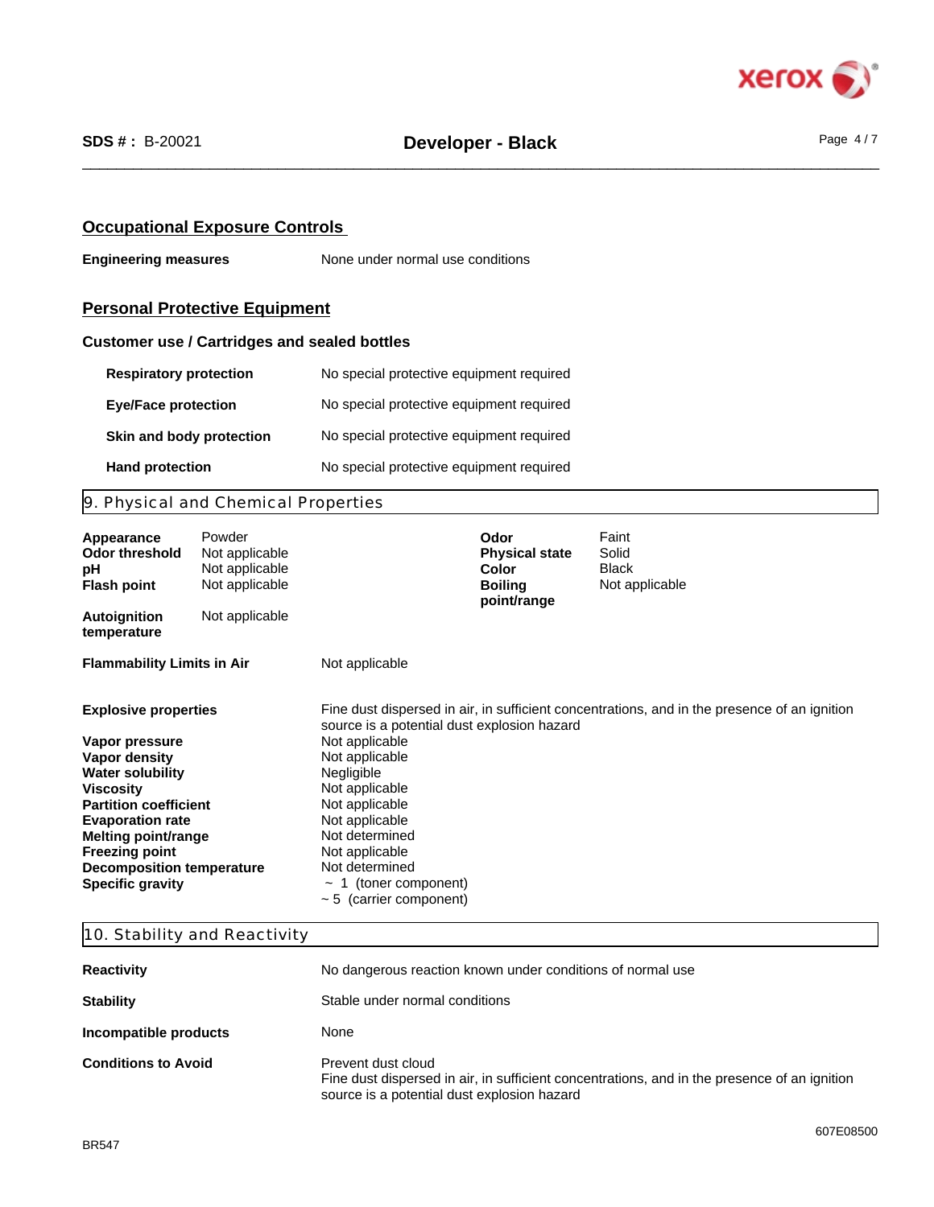## Occupational Exposure Controls

**Engineering measures** None under normal use conditions

## Personal Protective Equipment

### Customer use / Cartridges and sealed bottles

| | |
|---|---|
| **Respiratory protection** | No special protective equipment required |
| **Eye/Face protection** | No special protective equipment required |
| **Skin and body protection** | No special protective equipment required |
| **Hand protection** | No special protective equipment required |

## 9. Physical and Chemical Properties

| | | | |
|---|---|---|---|
| **Appearance** | Powder | **Odor** | Faint |
| **Odor threshold** | Not applicable | **Physical state** | Solid |
| **pH** | Not applicable | **Color** | Black |
| **Flash point** | Not applicable | **Boiling point/range** | Not applicable |
| **Autoignition temperature** | Not applicable | | |

| | |
|---|---|
| **Flammability Limits in Air** | Not applicable |
| **Explosive properties** | Fine dust dispersed in air, in sufficient concentrations, and in the presence of an ignition source is a potential dust explosion hazard |
| **Vapor pressure** | Not applicable |
| **Vapor density** | Not applicable |
| **Water solubility** | Negligible |
| **Viscosity** | Not applicable |
| **Partition coefficient** | Not applicable |
| **Evaporation rate** | Not applicable |
| **Melting point/range** | Not determined |
| **Freezing point** | Not applicable |
| **Decomposition temperature** | Not determined |
| **Specific gravity** | ~ 1 (toner component)<br>~ 5 (carrier component) |

## 10. Stability and Reactivity

| | |
|---|---|
| **Reactivity** | No dangerous reaction known under conditions of normal use |
| **Stability** | Stable under normal conditions |
| **Incompatible products** | None |
| **Conditions to Avoid** | Prevent dust cloud<br>Fine dust dispersed in air, in sufficient concentrations, and in the presence of an ignition source is a potential dust explosion hazard |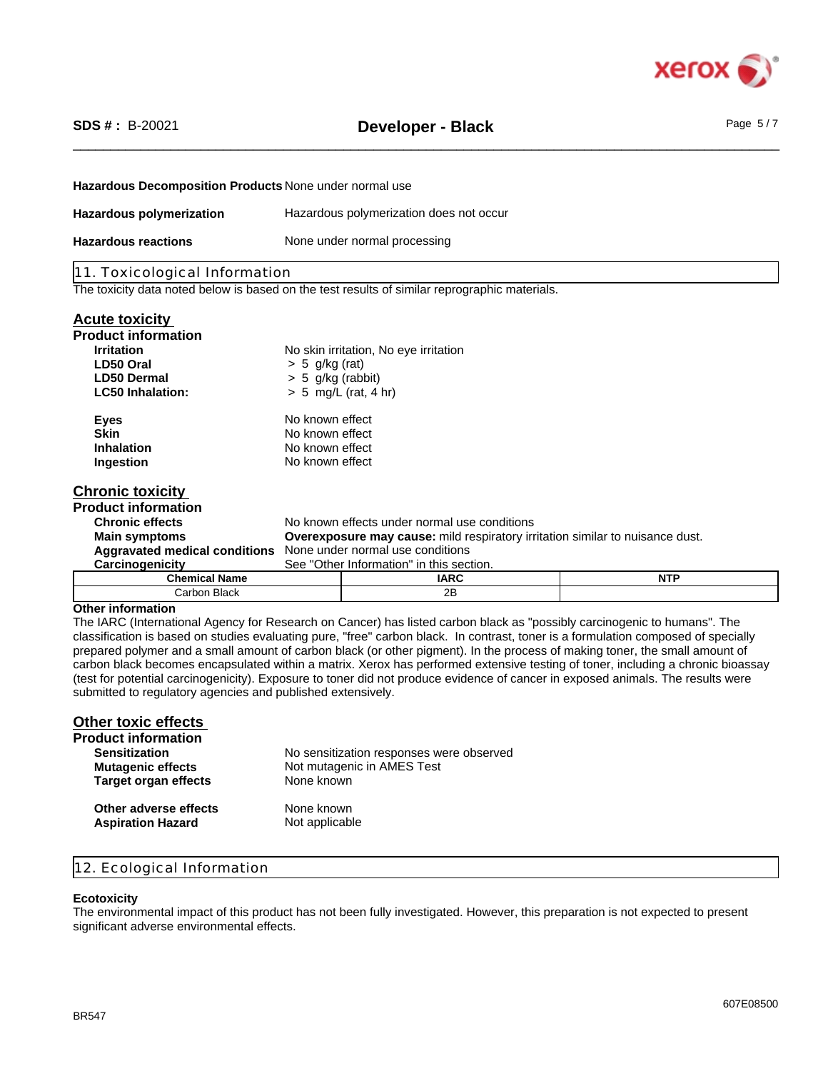**Hazardous Decomposition Products** None under normal use

**Hazardous polymerization** Hazardous polymerization does not occur

**Hazardous reactions** None under normal processing

## 11. Toxicological Information

The toxicity data noted below is based on the test results of similar reprographic materials.

### Acute toxicity

**Product information**

| | |
|---|---|
| **Irritation** | No skin irritation, No eye irritation |
| **LD50 Oral** | > 5 g/kg (rat) |
| **LD50 Dermal** | > 5 g/kg (rabbit) |
| **LC50 Inhalation:** | > 5 mg/L (rat, 4 hr) |
| **Eyes** | No known effect |
| **Skin** | No known effect |
| **Inhalation** | No known effect |
| **Ingestion** | No known effect |

### Chronic toxicity

**Product information**

| | |
|---|---|
| **Chronic effects** | No known effects under normal use conditions |
| **Main symptoms** | **Overexposure may cause:** mild respiratory irritation similar to nuisance dust. |
| **Aggravated medical conditions** | None under normal use conditions |
| **Carcinogenicity** | See "Other Information" in this section. |

| Chemical Name | IARC | NTP |
|---|---|---|
| Carbon Black | 2B | |

**Other information**

The IARC (International Agency for Research on Cancer) has listed carbon black as "possibly carcinogenic to humans". The classification is based on studies evaluating pure, "free" carbon black. In contrast, toner is a formulation composed of specially prepared polymer and a small amount of carbon black (or other pigment). In the process of making toner, the small amount of carbon black becomes encapsulated within a matrix. Xerox has performed extensive testing of toner, including a chronic bioassay (test for potential carcinogenicity). Exposure to toner did not produce evidence of cancer in exposed animals. The results were submitted to regulatory agencies and published extensively.

### Other toxic effects

**Product information**

| | |
|---|---|
| **Sensitization** | No sensitization responses were observed |
| **Mutagenic effects** | Not mutagenic in AMES Test |
| **Target organ effects** | None known |
| **Other adverse effects** | None known |
| **Aspiration Hazard** | Not applicable |

## 12. Ecological Information

**Ecotoxicity**

The environmental impact of this product has not been fully investigated. However, this preparation is not expected to present significant adverse environmental effects.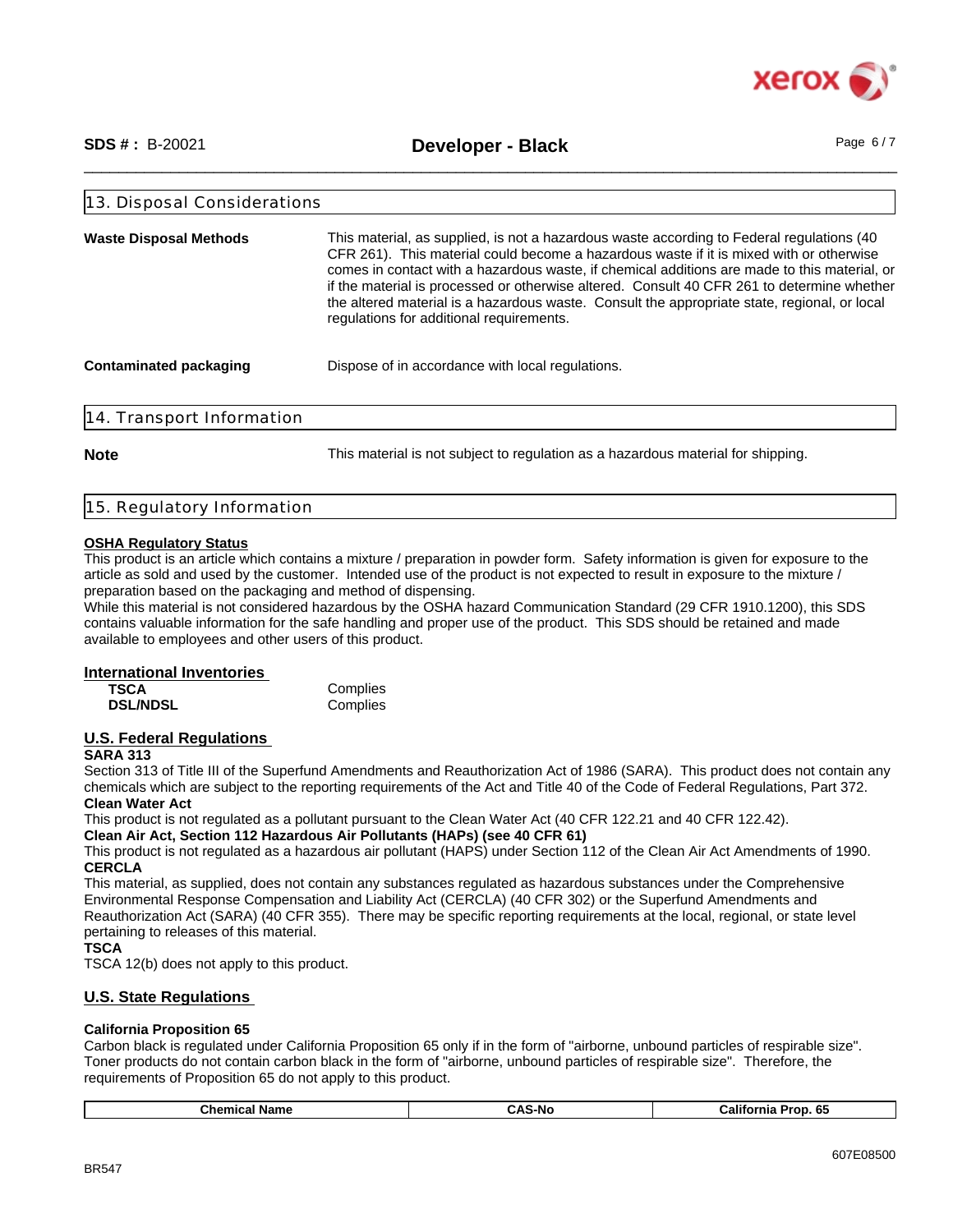## 13. Disposal Considerations

**Waste Disposal Methods**

This material, as supplied, is not a hazardous waste according to Federal regulations (40 CFR 261). This material could become a hazardous waste if it is mixed with or otherwise comes in contact with a hazardous waste, if chemical additions are made to this material, or if the material is processed or otherwise altered. Consult 40 CFR 261 to determine whether the altered material is a hazardous waste. Consult the appropriate state, regional, or local regulations for additional requirements.

**Contaminated packaging**

Dispose of in accordance with local regulations.

## 14. Transport Information

**Note**

This material is not subject to regulation as a hazardous material for shipping.

## 15. Regulatory Information

**OSHA Regulatory Status**

This product is an article which contains a mixture / preparation in powder form. Safety information is given for exposure to the article as sold and used by the customer. Intended use of the product is not expected to result in exposure to the mixture / preparation based on the packaging and method of dispensing.
While this material is not considered hazardous by the OSHA hazard Communication Standard (29 CFR 1910.1200), this SDS contains valuable information for the safe handling and proper use of the product. This SDS should be retained and made available to employees and other users of this product.

**International Inventories**

| | |
|---|---|
| **TSCA** | Complies |
| **DSL/NDSL** | Complies |

**U.S. Federal Regulations**

**SARA 313**

Section 313 of Title III of the Superfund Amendments and Reauthorization Act of 1986 (SARA). This product does not contain any chemicals which are subject to the reporting requirements of the Act and Title 40 of the Code of Federal Regulations, Part 372.

**Clean Water Act**

This product is not regulated as a pollutant pursuant to the Clean Water Act (40 CFR 122.21 and 40 CFR 122.42).

**Clean Air Act, Section 112 Hazardous Air Pollutants (HAPs) (see 40 CFR 61)**

This product is not regulated as a hazardous air pollutant (HAPS) under Section 112 of the Clean Air Act Amendments of 1990.

**CERCLA**

This material, as supplied, does not contain any substances regulated as hazardous substances under the Comprehensive Environmental Response Compensation and Liability Act (CERCLA) (40 CFR 302) or the Superfund Amendments and Reauthorization Act (SARA) (40 CFR 355). There may be specific reporting requirements at the local, regional, or state level pertaining to releases of this material.

**TSCA**

TSCA 12(b) does not apply to this product.

**U.S. State Regulations**

**California Proposition 65**

Carbon black is regulated under California Proposition 65 only if in the form of "airborne, unbound particles of respirable size". Toner products do not contain carbon black in the form of "airborne, unbound particles of respirable size". Therefore, the requirements of Proposition 65 do not apply to this product.

| Chemical Name | CAS-No | California Prop. 65 |
|---|---|---|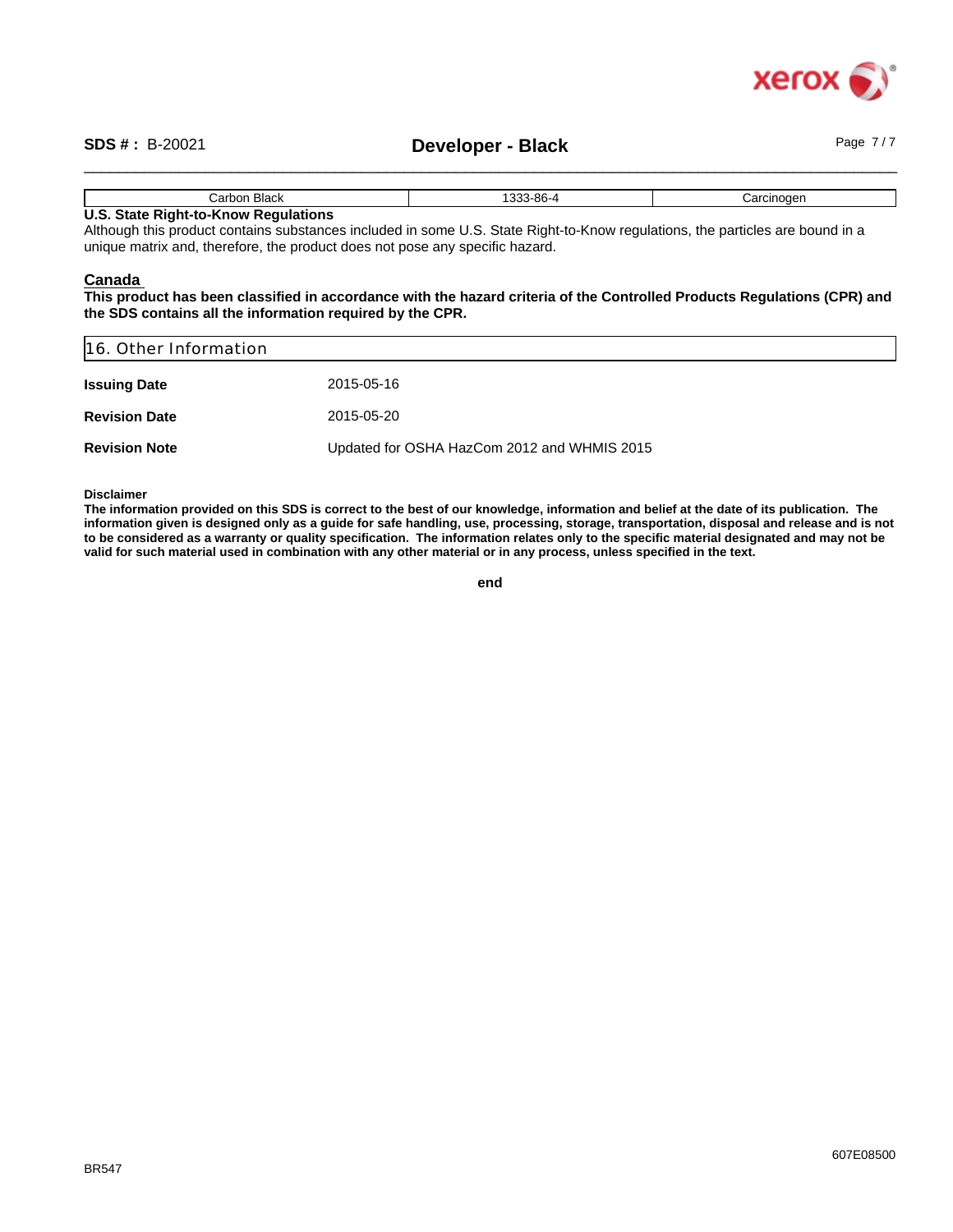| | | |
|---|---|---|
| Carbon Black | 1333-86-4 | Carcinogen |

**U.S. State Right-to-Know Regulations**

Although this product contains substances included in some U.S. State Right-to-Know regulations, the particles are bound in a unique matrix and, therefore, the product does not pose any specific hazard.

**Canada**

**This product has been classified in accordance with the hazard criteria of the Controlled Products Regulations (CPR) and the SDS contains all the information required by the CPR.**

## 16. Other Information

**Issuing Date** 2015-05-16

**Revision Date** 2015-05-20

**Revision Note** Updated for OSHA HazCom 2012 and WHMIS 2015

**Disclaimer**

**The information provided on this SDS is correct to the best of our knowledge, information and belief at the date of its publication. The information given is designed only as a guide for safe handling, use, processing, storage, transportation, disposal and release and is not to be considered as a warranty or quality specification. The information relates only to the specific material designated and may not be valid for such material used in combination with any other material or in any process, unless specified in the text.**

**end**